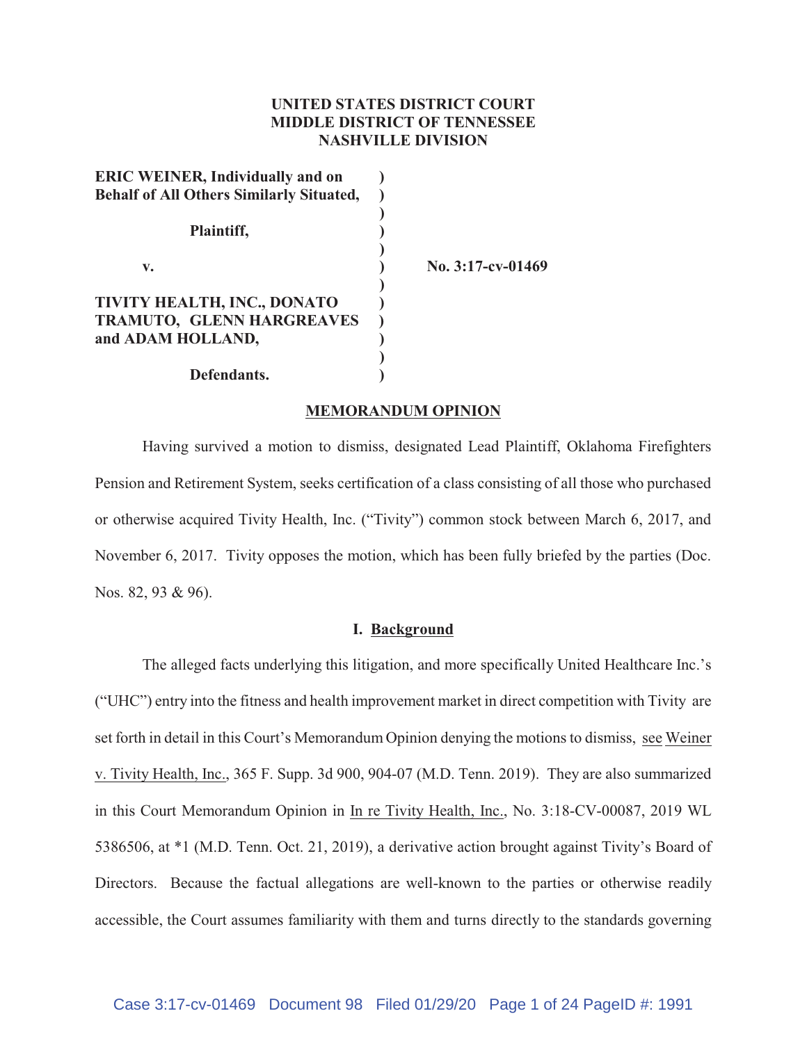**UNITED STATES DISTRICT COURT**
**MIDDLE DISTRICT OF TENNESSEE**
**NASHVILLE DIVISION**

**ERIC WEINER, Individually and on Behalf of All Others Similarly Situated,**

**Plaintiff,**

**v.**

**TIVITY HEALTH, INC., DONATO TRAMUTO, GLENN HARGREAVES and ADAM HOLLAND,**

**Defendants.**

**No. 3:17-cv-01469**

## MEMORANDUM OPINION

Having survived a motion to dismiss, designated Lead Plaintiff, Oklahoma Firefighters Pension and Retirement System, seeks certification of a class consisting of all those who purchased or otherwise acquired Tivity Health, Inc. ("Tivity") common stock between March 6, 2017, and November 6, 2017. Tivity opposes the motion, which has been fully briefed by the parties (Doc. Nos. 82, 93 & 96).

### I. Background

The alleged facts underlying this litigation, and more specifically United Healthcare Inc.'s ("UHC") entry into the fitness and health improvement market in direct competition with Tivity are set forth in detail in this Court's Memorandum Opinion denying the motions to dismiss, see Weiner v. Tivity Health, Inc., 365 F. Supp. 3d 900, 904-07 (M.D. Tenn. 2019). They are also summarized in this Court Memorandum Opinion in In re Tivity Health, Inc., No. 3:18-CV-00087, 2019 WL 5386506, at *1 (M.D. Tenn. Oct. 21, 2019), a derivative action brought against Tivity's Board of Directors. Because the factual allegations are well-known to the parties or otherwise readily accessible, the Court assumes familiarity with them and turns directly to the standards governing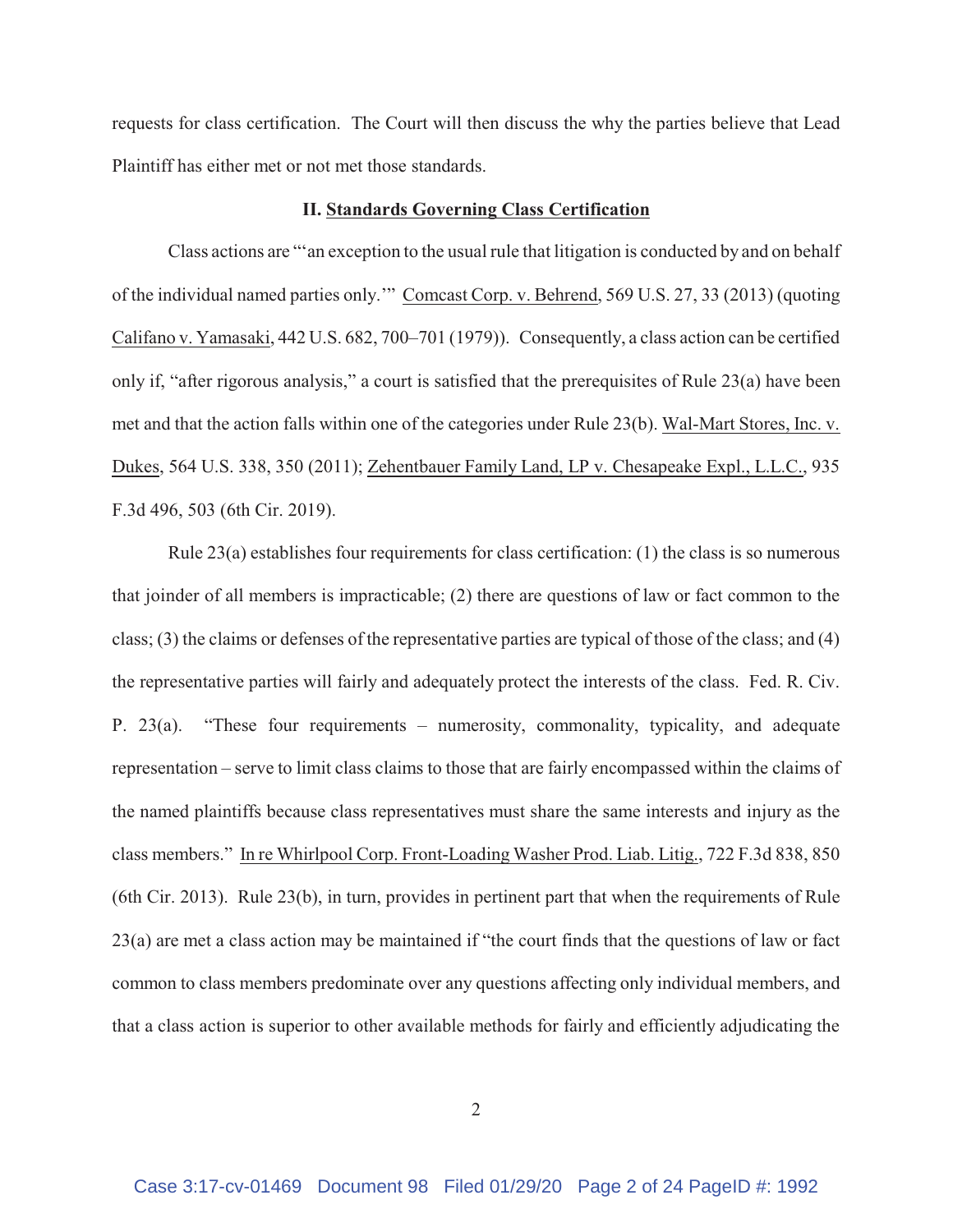requests for class certification. The Court will then discuss the why the parties believe that Lead Plaintiff has either met or not met those standards.

## II. Standards Governing Class Certification

Class actions are "'an exception to the usual rule that litigation is conducted by and on behalf of the individual named parties only.'" Comcast Corp. v. Behrend, 569 U.S. 27, 33 (2013) (quoting Califano v. Yamasaki, 442 U.S. 682, 700–701 (1979)). Consequently, a class action can be certified only if, "after rigorous analysis," a court is satisfied that the prerequisites of Rule 23(a) have been met and that the action falls within one of the categories under Rule 23(b). Wal-Mart Stores, Inc. v. Dukes, 564 U.S. 338, 350 (2011); Zehentbauer Family Land, LP v. Chesapeake Expl., L.L.C., 935 F.3d 496, 503 (6th Cir. 2019).

Rule 23(a) establishes four requirements for class certification: (1) the class is so numerous that joinder of all members is impracticable; (2) there are questions of law or fact common to the class; (3) the claims or defenses of the representative parties are typical of those of the class; and (4) the representative parties will fairly and adequately protect the interests of the class. Fed. R. Civ. P. 23(a). "These four requirements – numerosity, commonality, typicality, and adequate representation – serve to limit class claims to those that are fairly encompassed within the claims of the named plaintiffs because class representatives must share the same interests and injury as the class members." In re Whirlpool Corp. Front-Loading Washer Prod. Liab. Litig., 722 F.3d 838, 850 (6th Cir. 2013). Rule 23(b), in turn, provides in pertinent part that when the requirements of Rule 23(a) are met a class action may be maintained if "the court finds that the questions of law or fact common to class members predominate over any questions affecting only individual members, and that a class action is superior to other available methods for fairly and efficiently adjudicating the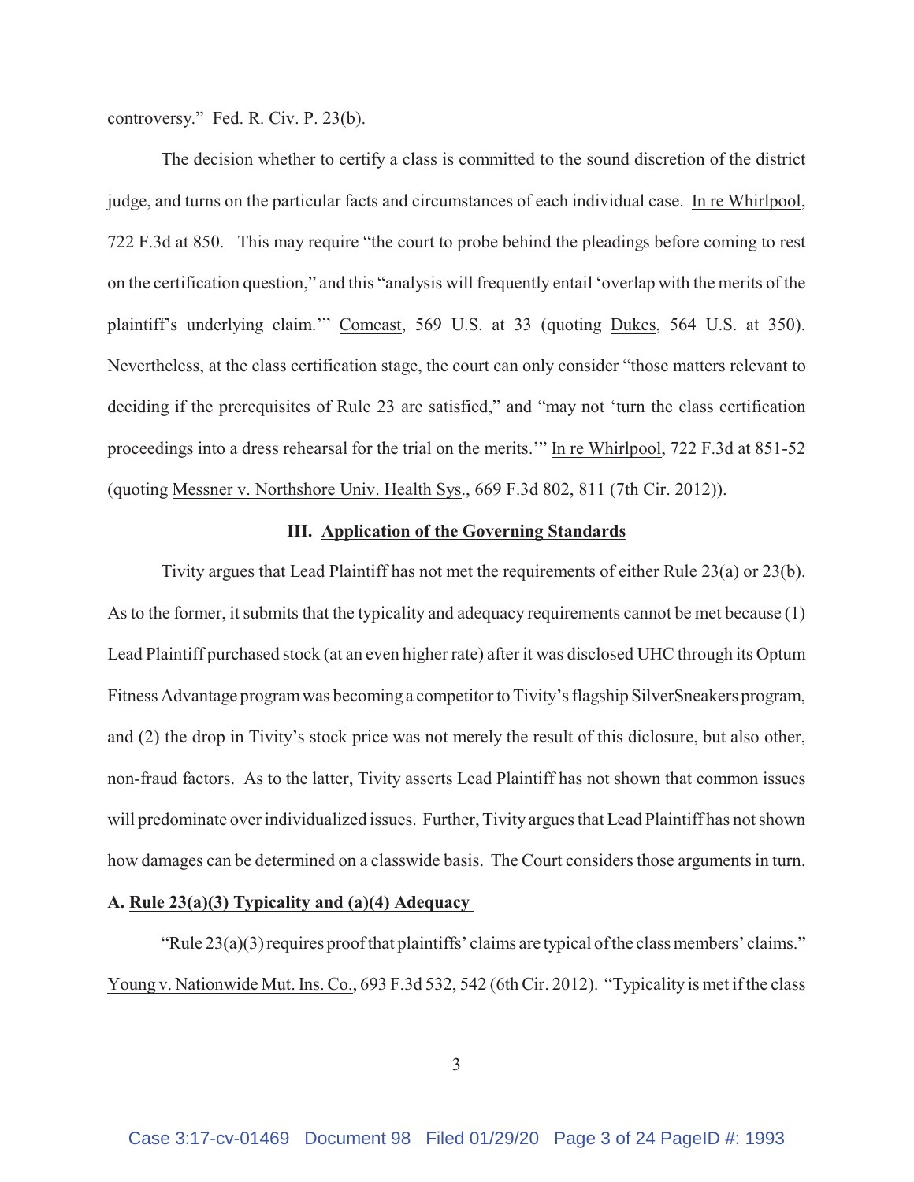controversy." Fed. R. Civ. P. 23(b).

The decision whether to certify a class is committed to the sound discretion of the district judge, and turns on the particular facts and circumstances of each individual case. In re Whirlpool, 722 F.3d at 850. This may require "the court to probe behind the pleadings before coming to rest on the certification question," and this "analysis will frequently entail 'overlap with the merits of the plaintiff's underlying claim.'" Comcast, 569 U.S. at 33 (quoting Dukes, 564 U.S. at 350). Nevertheless, at the class certification stage, the court can only consider "those matters relevant to deciding if the prerequisites of Rule 23 are satisfied," and "may not 'turn the class certification proceedings into a dress rehearsal for the trial on the merits.'" In re Whirlpool, 722 F.3d at 851-52 (quoting Messner v. Northshore Univ. Health Sys., 669 F.3d 802, 811 (7th Cir. 2012)).

## III. Application of the Governing Standards

Tivity argues that Lead Plaintiff has not met the requirements of either Rule 23(a) or 23(b). As to the former, it submits that the typicality and adequacy requirements cannot be met because (1) Lead Plaintiff purchased stock (at an even higher rate) after it was disclosed UHC through its Optum Fitness Advantage program was becoming a competitor to Tivity's flagship SilverSneakers program, and (2) the drop in Tivity's stock price was not merely the result of this diclosure, but also other, non-fraud factors. As to the latter, Tivity asserts Lead Plaintiff has not shown that common issues will predominate over individualized issues. Further, Tivity argues that Lead Plaintiff has not shown how damages can be determined on a classwide basis. The Court considers those arguments in turn.

### A. Rule 23(a)(3) Typicality and (a)(4) Adequacy

"Rule 23(a)(3) requires proof that plaintiffs' claims are typical of the class members' claims." Young v. Nationwide Mut. Ins. Co., 693 F.3d 532, 542 (6th Cir. 2012). "Typicality is met if the class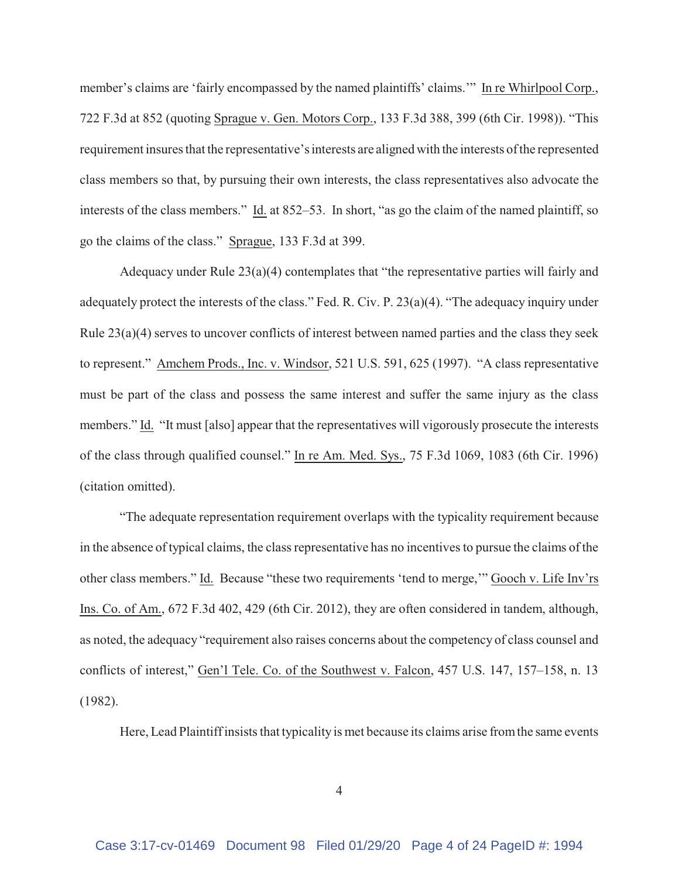member's claims are 'fairly encompassed by the named plaintiffs' claims.'" In re Whirlpool Corp., 722 F.3d at 852 (quoting Sprague v. Gen. Motors Corp., 133 F.3d 388, 399 (6th Cir. 1998)). "This requirement insures that the representative's interests are aligned with the interests of the represented class members so that, by pursuing their own interests, the class representatives also advocate the interests of the class members." Id. at 852–53. In short, "as go the claim of the named plaintiff, so go the claims of the class." Sprague, 133 F.3d at 399.

Adequacy under Rule 23(a)(4) contemplates that "the representative parties will fairly and adequately protect the interests of the class." Fed. R. Civ. P. 23(a)(4). "The adequacy inquiry under Rule 23(a)(4) serves to uncover conflicts of interest between named parties and the class they seek to represent." Amchem Prods., Inc. v. Windsor, 521 U.S. 591, 625 (1997). "A class representative must be part of the class and possess the same interest and suffer the same injury as the class members." Id. "It must [also] appear that the representatives will vigorously prosecute the interests of the class through qualified counsel." In re Am. Med. Sys., 75 F.3d 1069, 1083 (6th Cir. 1996) (citation omitted).

"The adequate representation requirement overlaps with the typicality requirement because in the absence of typical claims, the class representative has no incentives to pursue the claims of the other class members." Id. Because "these two requirements 'tend to merge,'" Gooch v. Life Inv'rs Ins. Co. of Am., 672 F.3d 402, 429 (6th Cir. 2012), they are often considered in tandem, although, as noted, the adequacy "requirement also raises concerns about the competency of class counsel and conflicts of interest," Gen'l Tele. Co. of the Southwest v. Falcon, 457 U.S. 147, 157–158, n. 13 (1982).

Here, Lead Plaintiff insists that typicality is met because its claims arise from the same events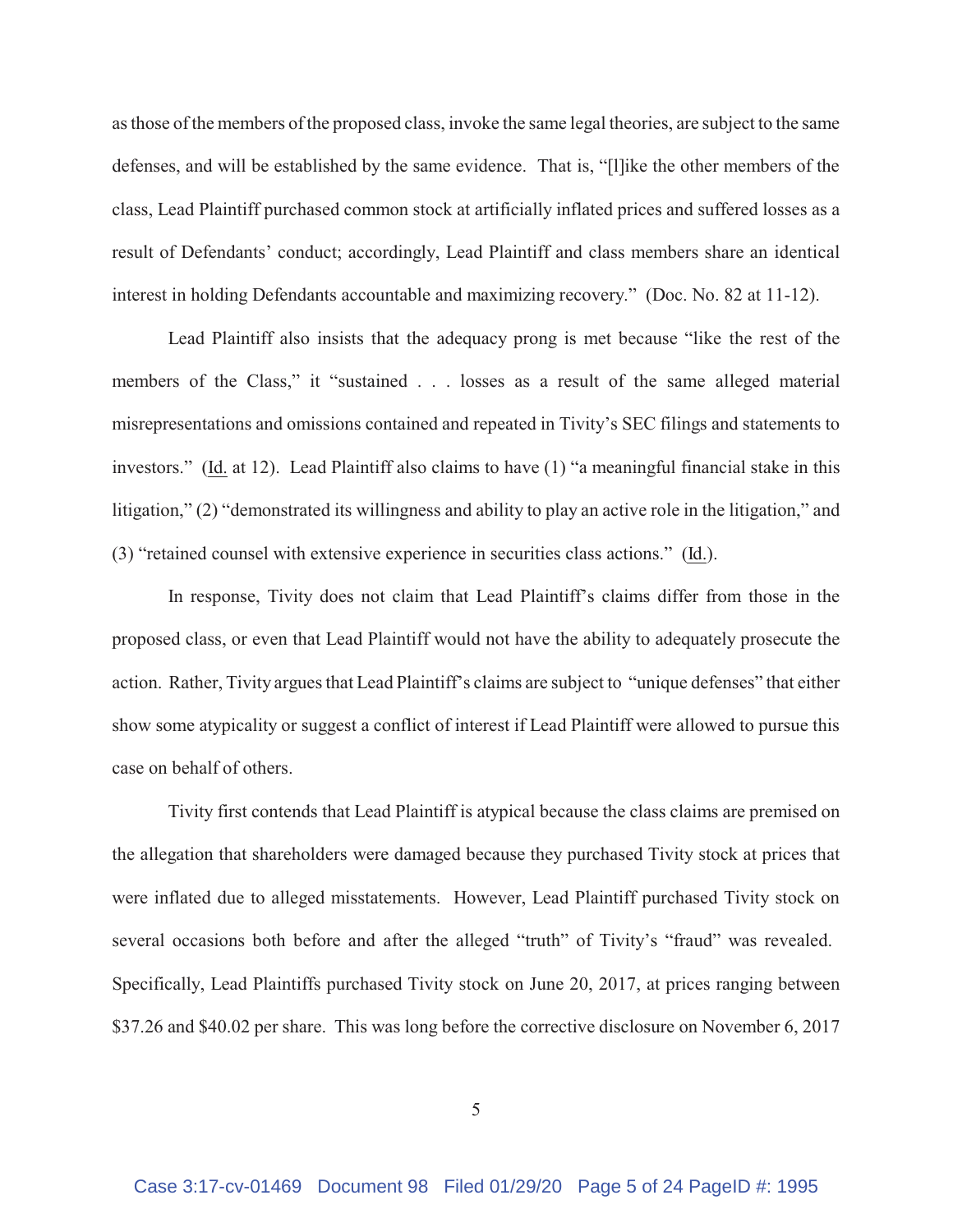as those of the members of the proposed class, invoke the same legal theories, are subject to the same defenses, and will be established by the same evidence. That is, "[l]ike the other members of the class, Lead Plaintiff purchased common stock at artificially inflated prices and suffered losses as a result of Defendants' conduct; accordingly, Lead Plaintiff and class members share an identical interest in holding Defendants accountable and maximizing recovery." (Doc. No. 82 at 11-12).

Lead Plaintiff also insists that the adequacy prong is met because "like the rest of the members of the Class," it "sustained . . . losses as a result of the same alleged material misrepresentations and omissions contained and repeated in Tivity's SEC filings and statements to investors." (Id. at 12). Lead Plaintiff also claims to have (1) "a meaningful financial stake in this litigation," (2) "demonstrated its willingness and ability to play an active role in the litigation," and (3) "retained counsel with extensive experience in securities class actions." (Id.).

In response, Tivity does not claim that Lead Plaintiff's claims differ from those in the proposed class, or even that Lead Plaintiff would not have the ability to adequately prosecute the action. Rather, Tivity argues that Lead Plaintiff's claims are subject to "unique defenses" that either show some atypicality or suggest a conflict of interest if Lead Plaintiff were allowed to pursue this case on behalf of others.

Tivity first contends that Lead Plaintiff is atypical because the class claims are premised on the allegation that shareholders were damaged because they purchased Tivity stock at prices that were inflated due to alleged misstatements. However, Lead Plaintiff purchased Tivity stock on several occasions both before and after the alleged "truth" of Tivity's "fraud" was revealed. Specifically, Lead Plaintiffs purchased Tivity stock on June 20, 2017, at prices ranging between $37.26 and $40.02 per share. This was long before the corrective disclosure on November 6, 2017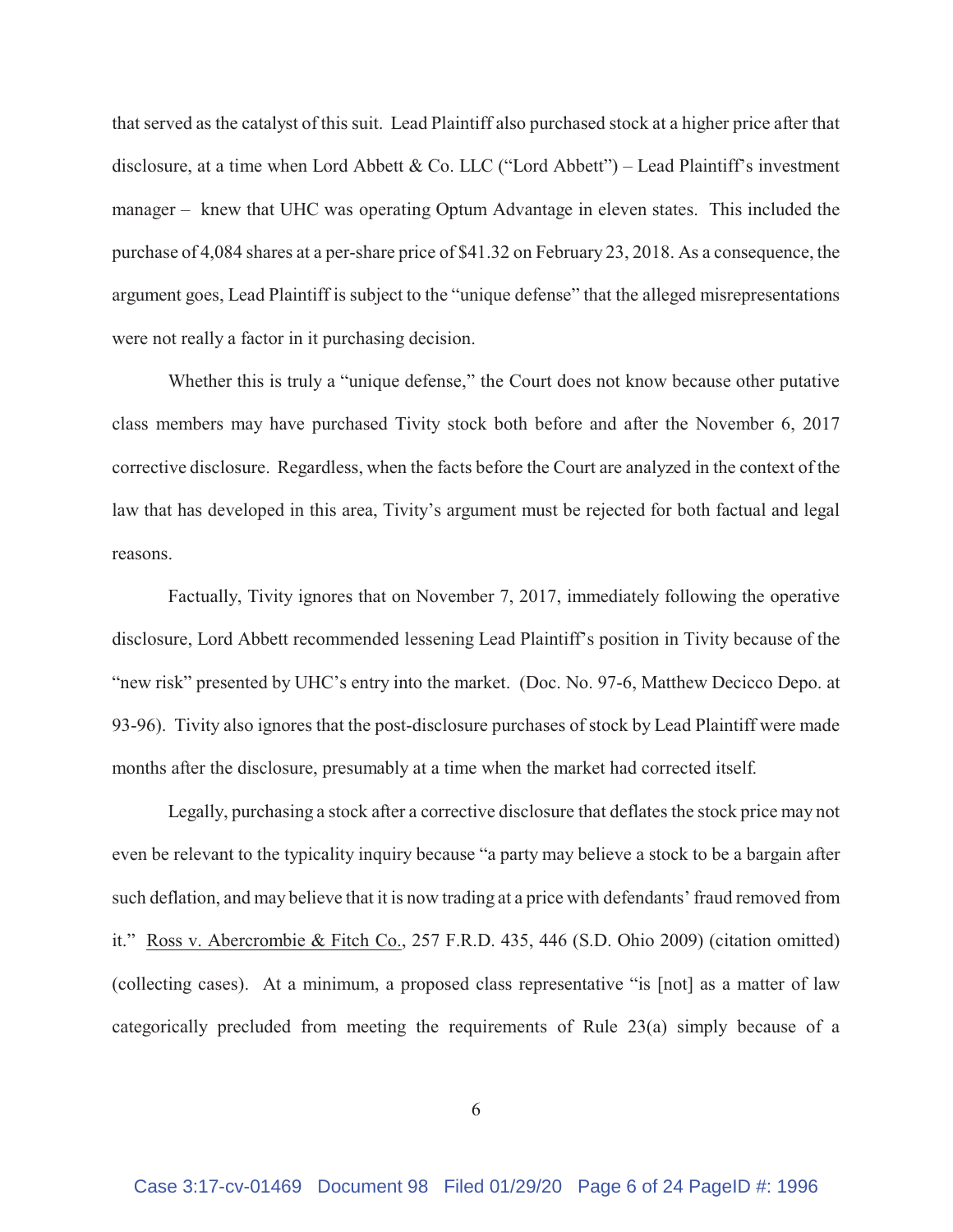that served as the catalyst of this suit. Lead Plaintiff also purchased stock at a higher price after that disclosure, at a time when Lord Abbett & Co. LLC ("Lord Abbett") – Lead Plaintiff's investment manager – knew that UHC was operating Optum Advantage in eleven states. This included the purchase of 4,084 shares at a per-share price of $41.32 on February 23, 2018. As a consequence, the argument goes, Lead Plaintiff is subject to the "unique defense" that the alleged misrepresentations were not really a factor in it purchasing decision.

Whether this is truly a "unique defense," the Court does not know because other putative class members may have purchased Tivity stock both before and after the November 6, 2017 corrective disclosure. Regardless, when the facts before the Court are analyzed in the context of the law that has developed in this area, Tivity's argument must be rejected for both factual and legal reasons.

Factually, Tivity ignores that on November 7, 2017, immediately following the operative disclosure, Lord Abbett recommended lessening Lead Plaintiff's position in Tivity because of the "new risk" presented by UHC's entry into the market. (Doc. No. 97-6, Matthew Decicco Depo. at 93-96). Tivity also ignores that the post-disclosure purchases of stock by Lead Plaintiff were made months after the disclosure, presumably at a time when the market had corrected itself.

Legally, purchasing a stock after a corrective disclosure that deflates the stock price may not even be relevant to the typicality inquiry because "a party may believe a stock to be a bargain after such deflation, and may believe that it is now trading at a price with defendants' fraud removed from it." Ross v. Abercrombie & Fitch Co., 257 F.R.D. 435, 446 (S.D. Ohio 2009) (citation omitted) (collecting cases). At a minimum, a proposed class representative "is [not] as a matter of law categorically precluded from meeting the requirements of Rule 23(a) simply because of a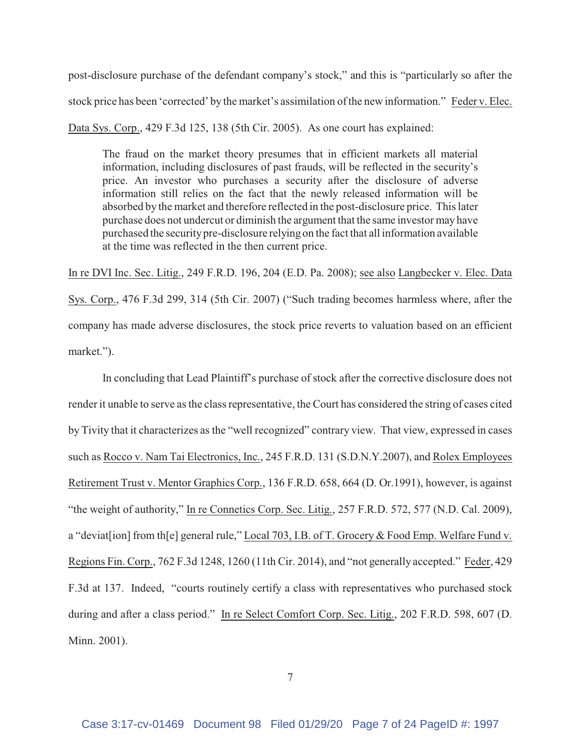post-disclosure purchase of the defendant company's stock," and this is "particularly so after the stock price has been 'corrected' by the market's assimilation of the new information." Feder v. Elec. Data Sys. Corp., 429 F.3d 125, 138 (5th Cir. 2005). As one court has explained:

> The fraud on the market theory presumes that in efficient markets all material information, including disclosures of past frauds, will be reflected in the security's price. An investor who purchases a security after the disclosure of adverse information still relies on the fact that the newly released information will be absorbed by the market and therefore reflected in the post-disclosure price. This later purchase does not undercut or diminish the argument that the same investor may have purchased the security pre-disclosure relying on the fact that all information available at the time was reflected in the then current price.

In re DVI Inc. Sec. Litig., 249 F.R.D. 196, 204 (E.D. Pa. 2008); see also Langbecker v. Elec. Data Sys. Corp., 476 F.3d 299, 314 (5th Cir. 2007) ("Such trading becomes harmless where, after the company has made adverse disclosures, the stock price reverts to valuation based on an efficient market.").

In concluding that Lead Plaintiff's purchase of stock after the corrective disclosure does not render it unable to serve as the class representative, the Court has considered the string of cases cited by Tivity that it characterizes as the "well recognized" contrary view. That view, expressed in cases such as Rocco v. Nam Tai Electronics, Inc., 245 F.R.D. 131 (S.D.N.Y.2007), and Rolex Employees Retirement Trust v. Mentor Graphics Corp., 136 F.R.D. 658, 664 (D. Or.1991), however, is against "the weight of authority," In re Connetics Corp. Sec. Litig., 257 F.R.D. 572, 577 (N.D. Cal. 2009), a "deviat[ion] from th[e] general rule," Local 703, I.B. of T. Grocery & Food Emp. Welfare Fund v. Regions Fin. Corp., 762 F.3d 1248, 1260 (11th Cir. 2014), and "not generally accepted." Feder, 429 F.3d at 137. Indeed, "courts routinely certify a class with representatives who purchased stock during and after a class period." In re Select Comfort Corp. Sec. Litig., 202 F.R.D. 598, 607 (D. Minn. 2001).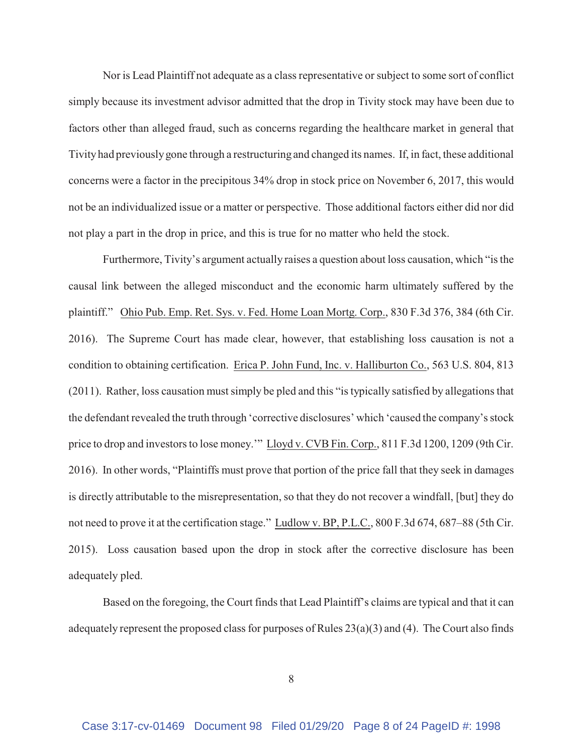Nor is Lead Plaintiff not adequate as a class representative or subject to some sort of conflict simply because its investment advisor admitted that the drop in Tivity stock may have been due to factors other than alleged fraud, such as concerns regarding the healthcare market in general that Tivity had previously gone through a restructuring and changed its names. If, in fact, these additional concerns were a factor in the precipitous 34% drop in stock price on November 6, 2017, this would not be an individualized issue or a matter or perspective. Those additional factors either did nor did not play a part in the drop in price, and this is true for no matter who held the stock.

Furthermore, Tivity's argument actually raises a question about loss causation, which "is the causal link between the alleged misconduct and the economic harm ultimately suffered by the plaintiff." Ohio Pub. Emp. Ret. Sys. v. Fed. Home Loan Mortg. Corp., 830 F.3d 376, 384 (6th Cir. 2016). The Supreme Court has made clear, however, that establishing loss causation is not a condition to obtaining certification. Erica P. John Fund, Inc. v. Halliburton Co., 563 U.S. 804, 813 (2011). Rather, loss causation must simply be pled and this "is typically satisfied by allegations that the defendant revealed the truth through 'corrective disclosures' which 'caused the company's stock price to drop and investors to lose money.'" Lloyd v. CVB Fin. Corp., 811 F.3d 1200, 1209 (9th Cir. 2016). In other words, "Plaintiffs must prove that portion of the price fall that they seek in damages is directly attributable to the misrepresentation, so that they do not recover a windfall, [but] they do not need to prove it at the certification stage." Ludlow v. BP, P.L.C., 800 F.3d 674, 687–88 (5th Cir. 2015). Loss causation based upon the drop in stock after the corrective disclosure has been adequately pled.

Based on the foregoing, the Court finds that Lead Plaintiff's claims are typical and that it can adequately represent the proposed class for purposes of Rules 23(a)(3) and (4). The Court also finds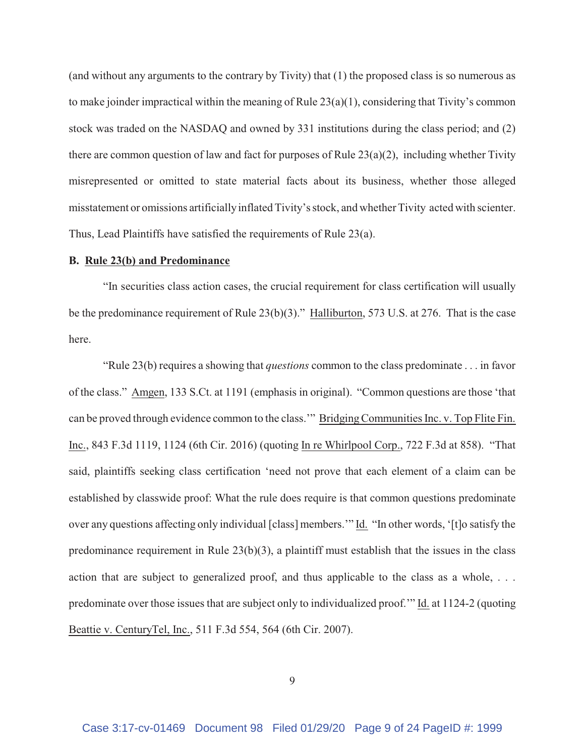(and without any arguments to the contrary by Tivity) that (1) the proposed class is so numerous as to make joinder impractical within the meaning of Rule 23(a)(1), considering that Tivity's common stock was traded on the NASDAQ and owned by 331 institutions during the class period; and (2) there are common question of law and fact for purposes of Rule 23(a)(2), including whether Tivity misrepresented or omitted to state material facts about its business, whether those alleged misstatement or omissions artificially inflated Tivity's stock, and whether Tivity acted with scienter. Thus, Lead Plaintiffs have satisfied the requirements of Rule 23(a).

**B. <u>Rule 23(b) and Predominance</u>**

"In securities class action cases, the crucial requirement for class certification will usually be the predominance requirement of Rule 23(b)(3)." <u>Halliburton</u>, 573 U.S. at 276. That is the case here.

"Rule 23(b) requires a showing that *questions* common to the class predominate . . . in favor of the class." <u>Amgen</u>, 133 S.Ct. at 1191 (emphasis in original). "Common questions are those 'that can be proved through evidence common to the class.'" <u>Bridging Communities Inc. v. Top Flite Fin. Inc.</u>, 843 F.3d 1119, 1124 (6th Cir. 2016) (quoting <u>In re Whirlpool Corp.</u>, 722 F.3d at 858). "That said, plaintiffs seeking class certification 'need not prove that each element of a claim can be established by classwide proof: What the rule does require is that common questions predominate over any questions affecting only individual [class] members.'" <u>Id.</u> "In other words, '[t]o satisfy the predominance requirement in Rule 23(b)(3), a plaintiff must establish that the issues in the class action that are subject to generalized proof, and thus applicable to the class as a whole, . . . predominate over those issues that are subject only to individualized proof.'" <u>Id.</u> at 1124-2 (quoting <u>Beattie v. CenturyTel, Inc.</u>, 511 F.3d 554, 564 (6th Cir. 2007).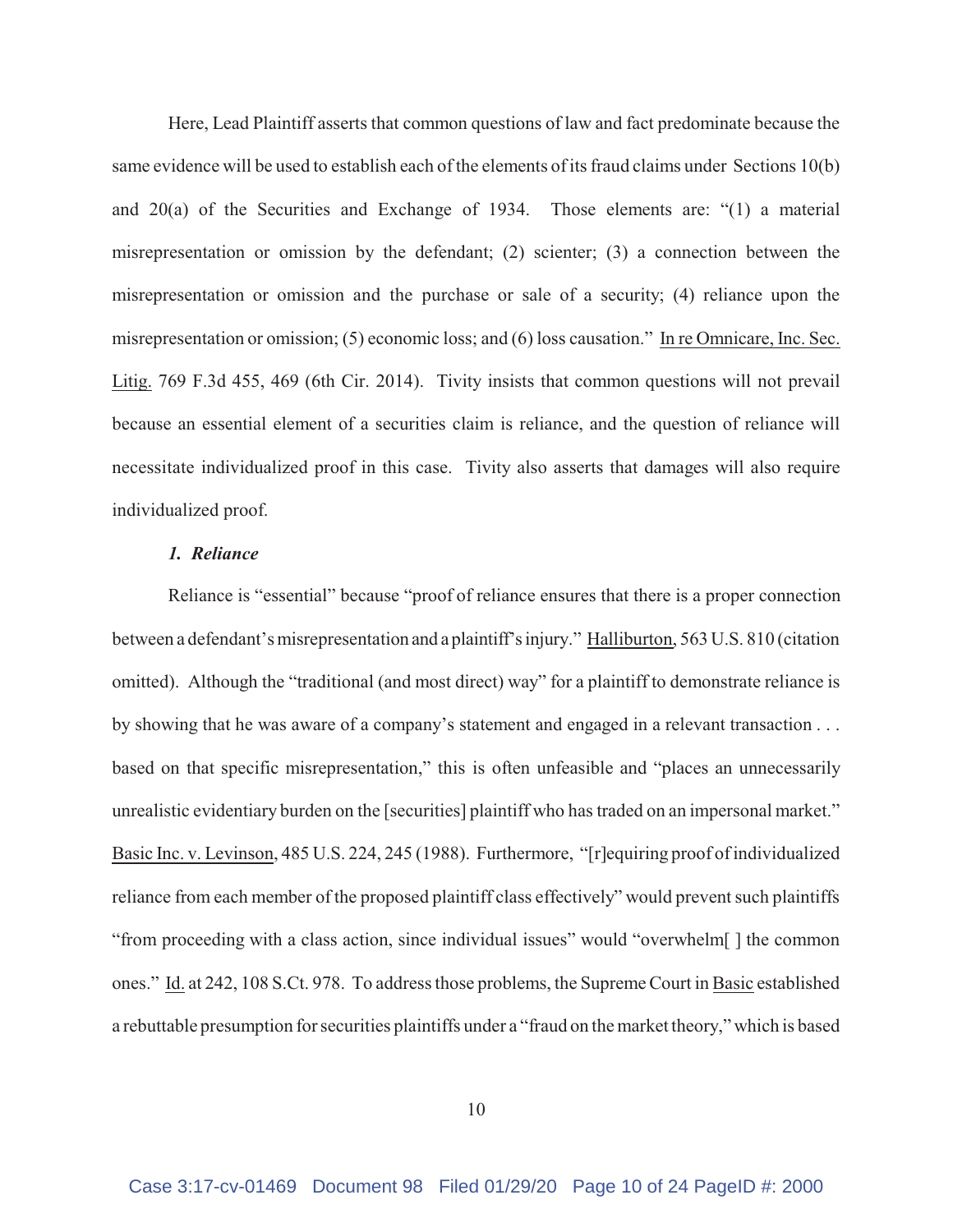Here, Lead Plaintiff asserts that common questions of law and fact predominate because the same evidence will be used to establish each of the elements of its fraud claims under Sections 10(b) and 20(a) of the Securities and Exchange of 1934. Those elements are: "(1) a material misrepresentation or omission by the defendant; (2) scienter; (3) a connection between the misrepresentation or omission and the purchase or sale of a security; (4) reliance upon the misrepresentation or omission; (5) economic loss; and (6) loss causation." In re Omnicare, Inc. Sec. Litig. 769 F.3d 455, 469 (6th Cir. 2014). Tivity insists that common questions will not prevail because an essential element of a securities claim is reliance, and the question of reliance will necessitate individualized proof in this case. Tivity also asserts that damages will also require individualized proof.

### *1. Reliance*

Reliance is "essential" because "proof of reliance ensures that there is a proper connection between a defendant's misrepresentation and a plaintiff's injury." Halliburton, 563 U.S. 810 (citation omitted). Although the "traditional (and most direct) way" for a plaintiff to demonstrate reliance is by showing that he was aware of a company's statement and engaged in a relevant transaction . . . based on that specific misrepresentation," this is often unfeasible and "places an unnecessarily unrealistic evidentiary burden on the [securities] plaintiff who has traded on an impersonal market." Basic Inc. v. Levinson, 485 U.S. 224, 245 (1988). Furthermore, "[r]equiring proof of individualized reliance from each member of the proposed plaintiff class effectively" would prevent such plaintiffs "from proceeding with a class action, since individual issues" would "overwhelm[ ] the common ones." Id. at 242, 108 S.Ct. 978. To address those problems, the Supreme Court in Basic established a rebuttable presumption for securities plaintiffs under a "fraud on the market theory," which is based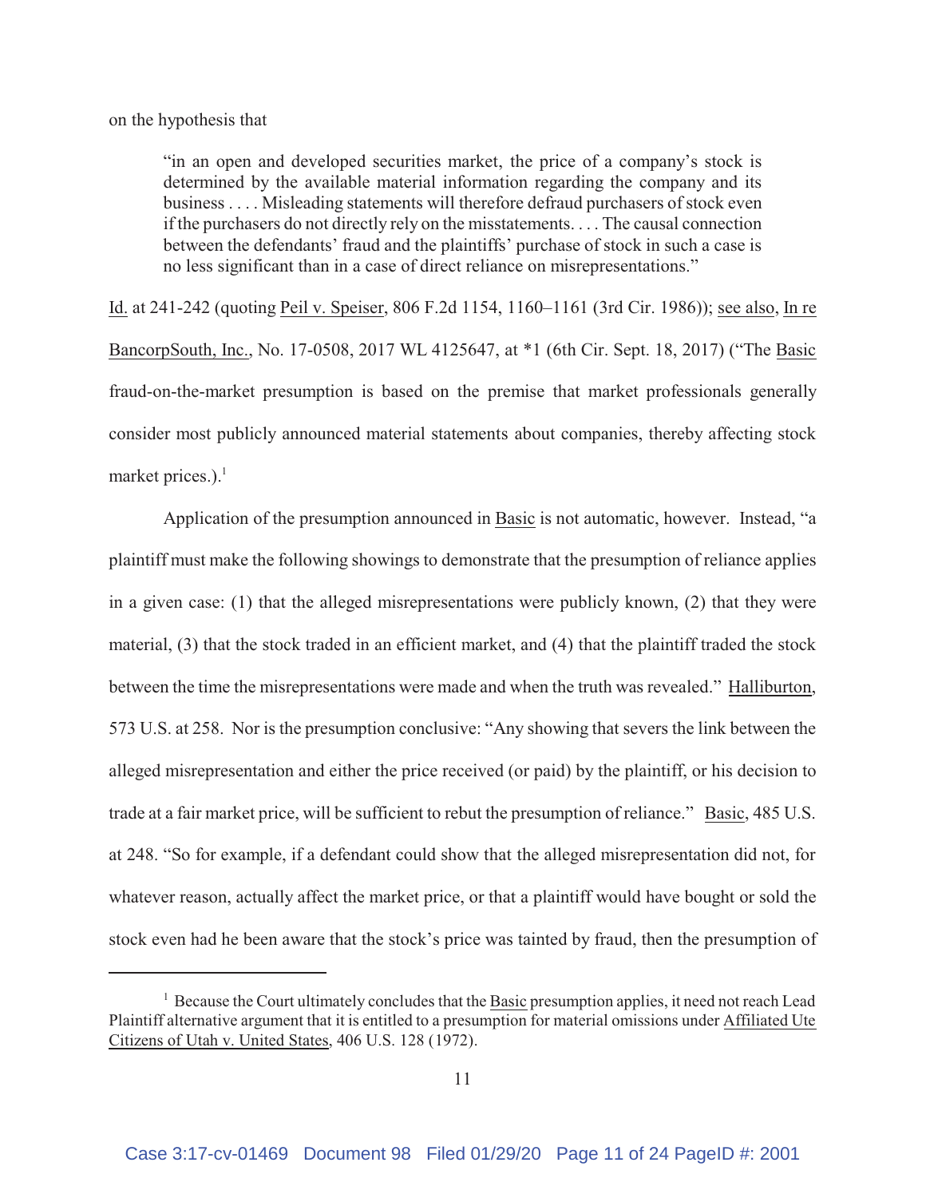on the hypothesis that

> "in an open and developed securities market, the price of a company's stock is determined by the available material information regarding the company and its business . . . . Misleading statements will therefore defraud purchasers of stock even if the purchasers do not directly rely on the misstatements. . . . The causal connection between the defendants' fraud and the plaintiffs' purchase of stock in such a case is no less significant than in a case of direct reliance on misrepresentations."

Id. at 241-242 (quoting Peil v. Speiser, 806 F.2d 1154, 1160–1161 (3rd Cir. 1986)); see also, In re BancorpSouth, Inc., No. 17-0508, 2017 WL 4125647, at *1 (6th Cir. Sept. 18, 2017) ("The Basic fraud-on-the-market presumption is based on the premise that market professionals generally consider most publicly announced material statements about companies, thereby affecting stock market prices.).[1]

Application of the presumption announced in Basic is not automatic, however. Instead, "a plaintiff must make the following showings to demonstrate that the presumption of reliance applies in a given case: (1) that the alleged misrepresentations were publicly known, (2) that they were material, (3) that the stock traded in an efficient market, and (4) that the plaintiff traded the stock between the time the misrepresentations were made and when the truth was revealed." Halliburton, 573 U.S. at 258. Nor is the presumption conclusive: "Any showing that severs the link between the alleged misrepresentation and either the price received (or paid) by the plaintiff, or his decision to trade at a fair market price, will be sufficient to rebut the presumption of reliance." Basic, 485 U.S. at 248. "So for example, if a defendant could show that the alleged misrepresentation did not, for whatever reason, actually affect the market price, or that a plaintiff would have bought or sold the stock even had he been aware that the stock's price was tainted by fraud, then the presumption of

---

[1] Because the Court ultimately concludes that the Basic presumption applies, it need not reach Lead Plaintiff alternative argument that it is entitled to a presumption for material omissions under Affiliated Ute Citizens of Utah v. United States, 406 U.S. 128 (1972).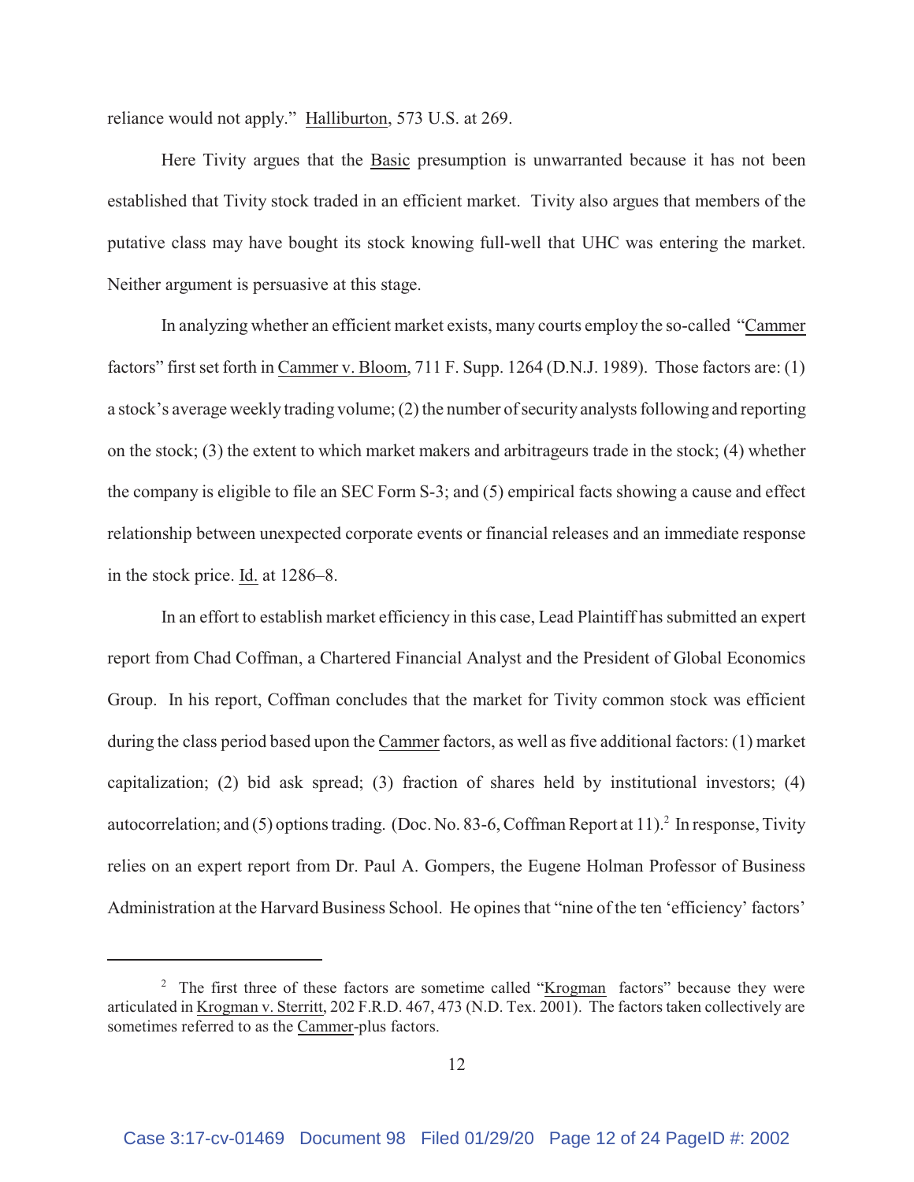reliance would not apply." Halliburton, 573 U.S. at 269.

Here Tivity argues that the Basic presumption is unwarranted because it has not been established that Tivity stock traded in an efficient market. Tivity also argues that members of the putative class may have bought its stock knowing full-well that UHC was entering the market. Neither argument is persuasive at this stage.

In analyzing whether an efficient market exists, many courts employ the so-called "Cammer factors" first set forth in Cammer v. Bloom, 711 F. Supp. 1264 (D.N.J. 1989). Those factors are: (1) a stock's average weekly trading volume; (2) the number of security analysts following and reporting on the stock; (3) the extent to which market makers and arbitrageurs trade in the stock; (4) whether the company is eligible to file an SEC Form S-3; and (5) empirical facts showing a cause and effect relationship between unexpected corporate events or financial releases and an immediate response in the stock price. Id. at 1286–8.

In an effort to establish market efficiency in this case, Lead Plaintiff has submitted an expert report from Chad Coffman, a Chartered Financial Analyst and the President of Global Economics Group. In his report, Coffman concludes that the market for Tivity common stock was efficient during the class period based upon the Cammer factors, as well as five additional factors: (1) market capitalization; (2) bid ask spread; (3) fraction of shares held by institutional investors; (4) autocorrelation; and (5) options trading. (Doc. No. 83-6, Coffman Report at 11).[2] In response, Tivity relies on an expert report from Dr. Paul A. Gompers, the Eugene Holman Professor of Business Administration at the Harvard Business School. He opines that "nine of the ten 'efficiency' factors'

---

[2] The first three of these factors are sometime called "Krogman factors" because they were articulated in Krogman v. Sterritt, 202 F.R.D. 467, 473 (N.D. Tex. 2001). The factors taken collectively are sometimes referred to as the Cammer-plus factors.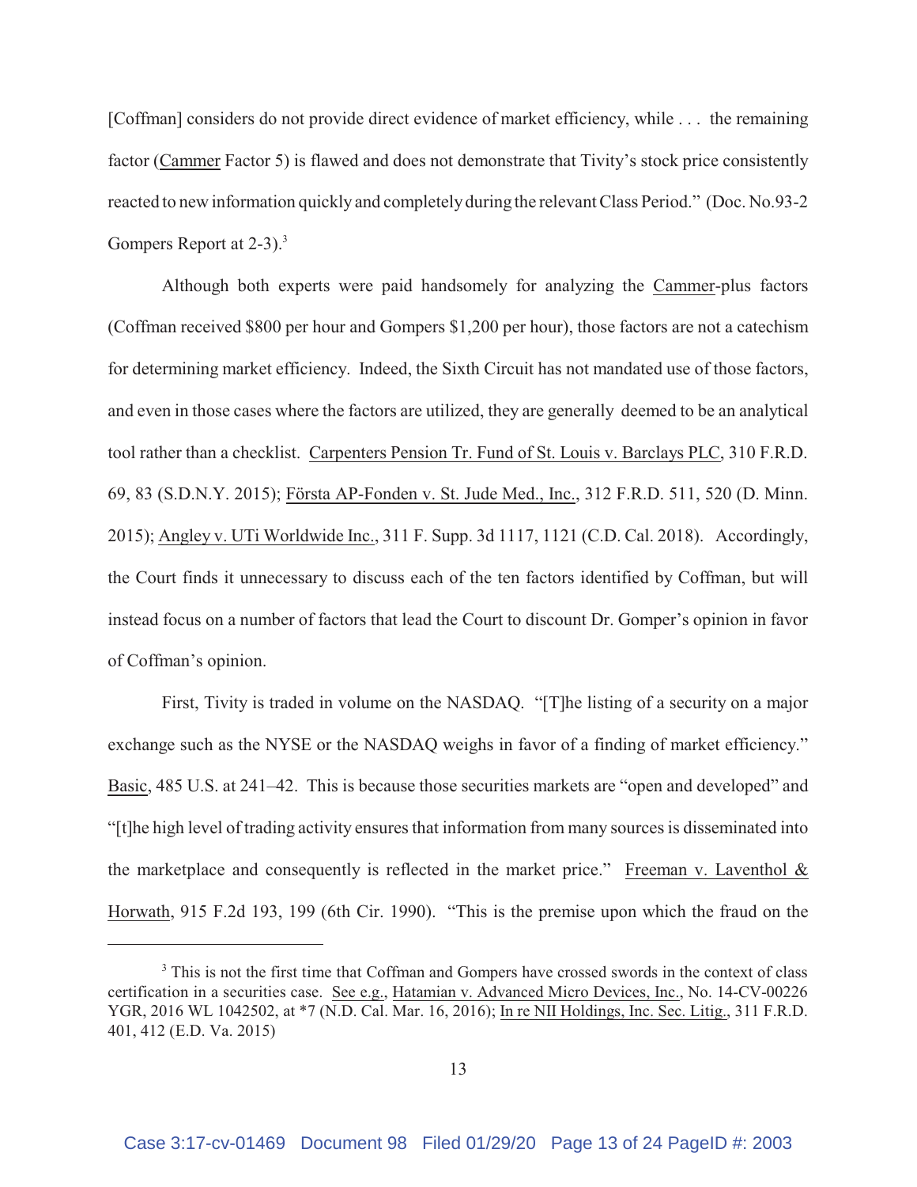[Coffman] considers do not provide direct evidence of market efficiency, while . . . the remaining factor (Cammer Factor 5) is flawed and does not demonstrate that Tivity's stock price consistently reacted to new information quickly and completely during the relevant Class Period." (Doc. No.93-2 Gompers Report at 2-3).[3]

Although both experts were paid handsomely for analyzing the Cammer-plus factors (Coffman received $800 per hour and Gompers $1,200 per hour), those factors are not a catechism for determining market efficiency. Indeed, the Sixth Circuit has not mandated use of those factors, and even in those cases where the factors are utilized, they are generally deemed to be an analytical tool rather than a checklist. Carpenters Pension Tr. Fund of St. Louis v. Barclays PLC, 310 F.R.D. 69, 83 (S.D.N.Y. 2015); Första AP-Fonden v. St. Jude Med., Inc., 312 F.R.D. 511, 520 (D. Minn. 2015); Angley v. UTi Worldwide Inc., 311 F. Supp. 3d 1117, 1121 (C.D. Cal. 2018). Accordingly, the Court finds it unnecessary to discuss each of the ten factors identified by Coffman, but will instead focus on a number of factors that lead the Court to discount Dr. Gomper's opinion in favor of Coffman's opinion.

First, Tivity is traded in volume on the NASDAQ. "[T]he listing of a security on a major exchange such as the NYSE or the NASDAQ weighs in favor of a finding of market efficiency." Basic, 485 U.S. at 241–42. This is because those securities markets are "open and developed" and "[t]he high level of trading activity ensures that information from many sources is disseminated into the marketplace and consequently is reflected in the market price." Freeman v. Laventhol & Horwath, 915 F.2d 193, 199 (6th Cir. 1990). "This is the premise upon which the fraud on the

[3] This is not the first time that Coffman and Gompers have crossed swords in the context of class certification in a securities case. See e.g., Hatamian v. Advanced Micro Devices, Inc., No. 14-CV-00226 YGR, 2016 WL 1042502, at *7 (N.D. Cal. Mar. 16, 2016); In re NII Holdings, Inc. Sec. Litig., 311 F.R.D. 401, 412 (E.D. Va. 2015)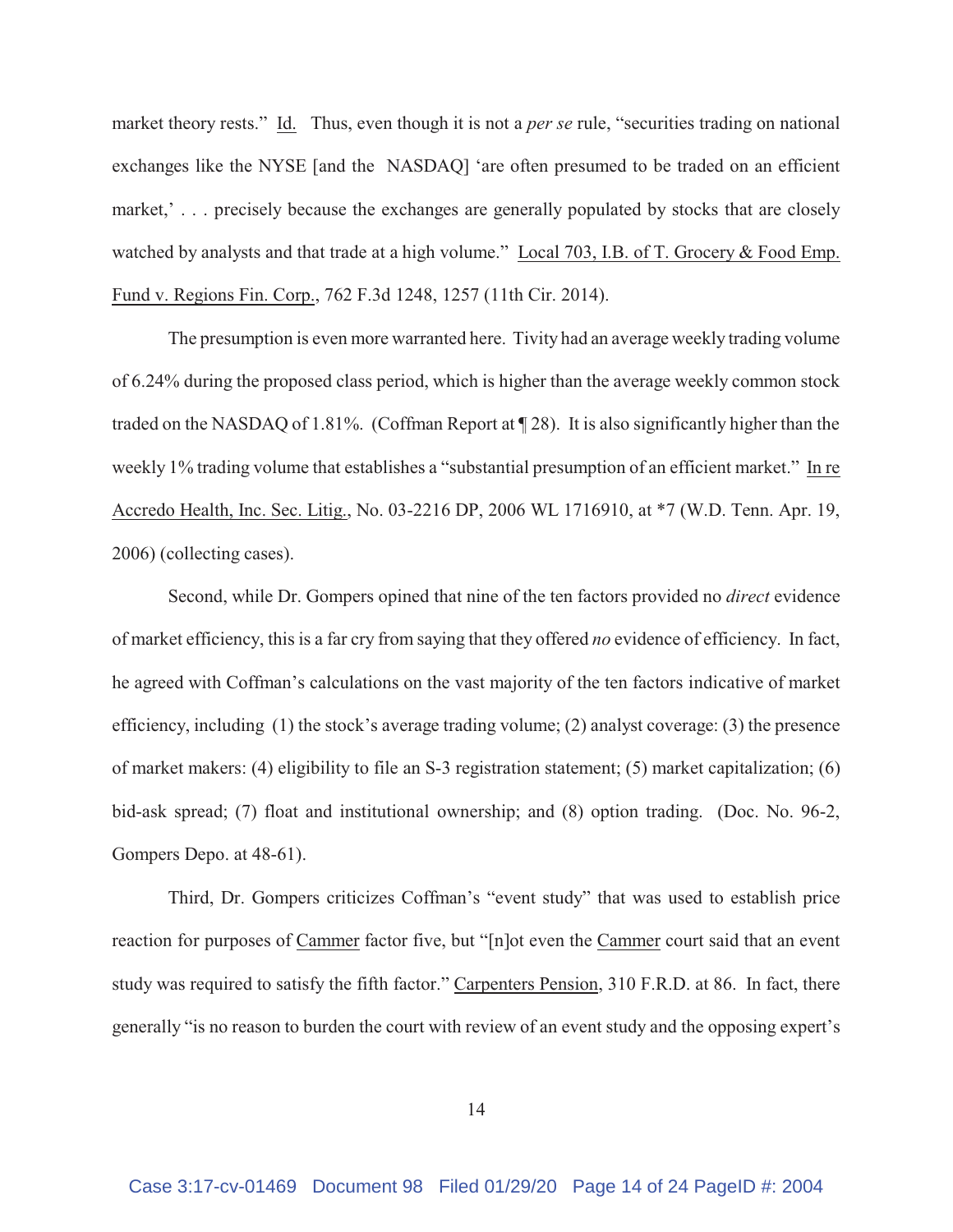market theory rests." Id. Thus, even though it is not a *per se* rule, "securities trading on national exchanges like the NYSE [and the NASDAQ] 'are often presumed to be traded on an efficient market,' . . . precisely because the exchanges are generally populated by stocks that are closely watched by analysts and that trade at a high volume." Local 703, I.B. of T. Grocery & Food Emp. Fund v. Regions Fin. Corp., 762 F.3d 1248, 1257 (11th Cir. 2014).

The presumption is even more warranted here. Tivity had an average weekly trading volume of 6.24% during the proposed class period, which is higher than the average weekly common stock traded on the NASDAQ of 1.81%. (Coffman Report at ¶ 28). It is also significantly higher than the weekly 1% trading volume that establishes a "substantial presumption of an efficient market." In re Accredo Health, Inc. Sec. Litig., No. 03-2216 DP, 2006 WL 1716910, at *7 (W.D. Tenn. Apr. 19, 2006) (collecting cases).

Second, while Dr. Gompers opined that nine of the ten factors provided no *direct* evidence of market efficiency, this is a far cry from saying that they offered *no* evidence of efficiency. In fact, he agreed with Coffman's calculations on the vast majority of the ten factors indicative of market efficiency, including (1) the stock's average trading volume; (2) analyst coverage: (3) the presence of market makers: (4) eligibility to file an S-3 registration statement; (5) market capitalization; (6) bid-ask spread; (7) float and institutional ownership; and (8) option trading. (Doc. No. 96-2, Gompers Depo. at 48-61).

Third, Dr. Gompers criticizes Coffman's "event study" that was used to establish price reaction for purposes of Cammer factor five, but "[n]ot even the Cammer court said that an event study was required to satisfy the fifth factor." Carpenters Pension, 310 F.R.D. at 86. In fact, there generally "is no reason to burden the court with review of an event study and the opposing expert's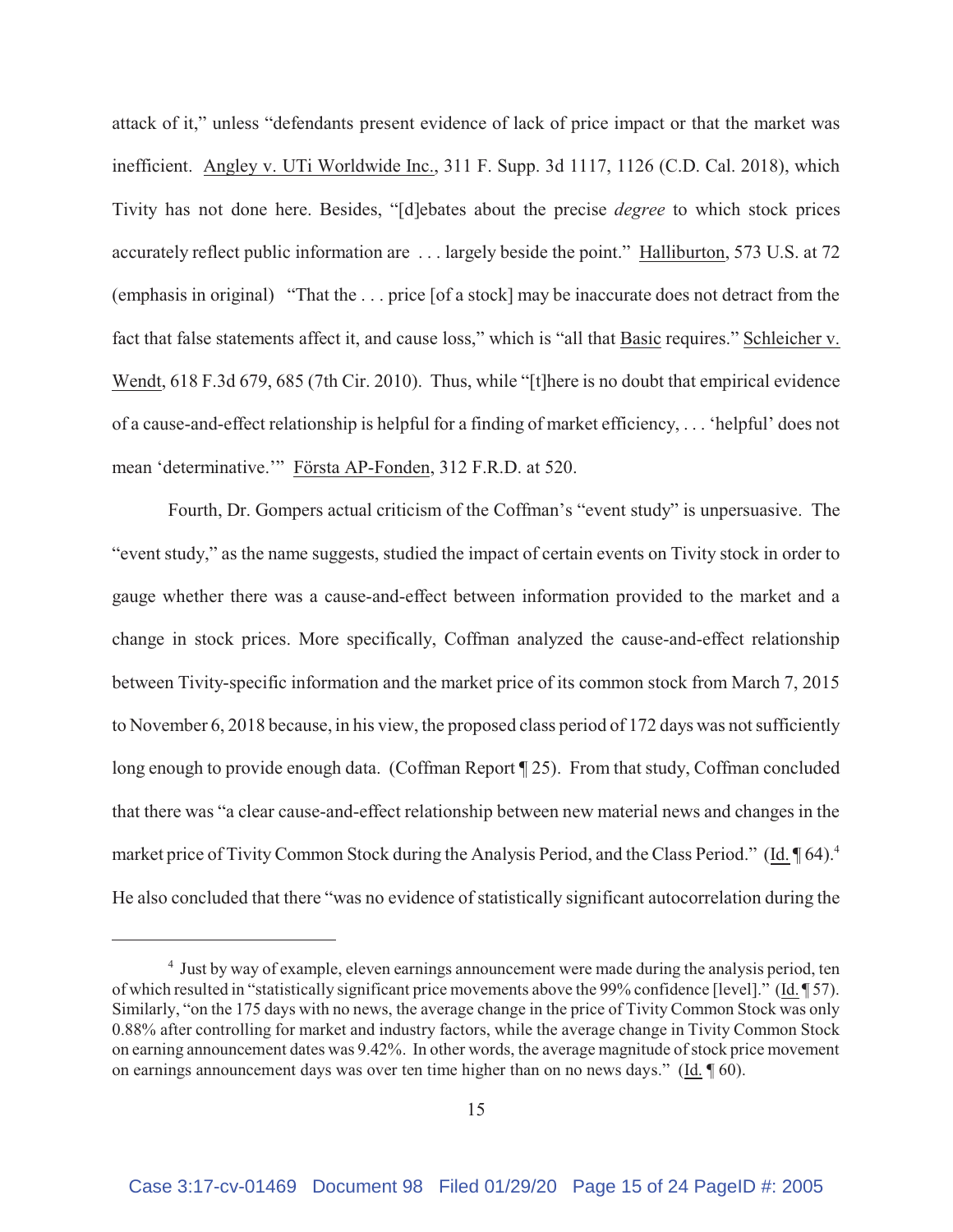attack of it," unless "defendants present evidence of lack of price impact or that the market was inefficient. Angley v. UTi Worldwide Inc., 311 F. Supp. 3d 1117, 1126 (C.D. Cal. 2018), which Tivity has not done here. Besides, "[d]ebates about the precise *degree* to which stock prices accurately reflect public information are . . . largely beside the point." Halliburton, 573 U.S. at 72 (emphasis in original) "That the . . . price [of a stock] may be inaccurate does not detract from the fact that false statements affect it, and cause loss," which is "all that Basic requires." Schleicher v. Wendt, 618 F.3d 679, 685 (7th Cir. 2010). Thus, while "[t]here is no doubt that empirical evidence of a cause-and-effect relationship is helpful for a finding of market efficiency, . . . 'helpful' does not mean 'determinative.'" Första AP-Fonden, 312 F.R.D. at 520.

Fourth, Dr. Gompers actual criticism of the Coffman's "event study" is unpersuasive. The "event study," as the name suggests, studied the impact of certain events on Tivity stock in order to gauge whether there was a cause-and-effect between information provided to the market and a change in stock prices. More specifically, Coffman analyzed the cause-and-effect relationship between Tivity-specific information and the market price of its common stock from March 7, 2015 to November 6, 2018 because, in his view, the proposed class period of 172 days was not sufficiently long enough to provide enough data. (Coffman Report ¶ 25). From that study, Coffman concluded that there was "a clear cause-and-effect relationship between new material news and changes in the market price of Tivity Common Stock during the Analysis Period, and the Class Period." (Id. ¶ 64).[4] He also concluded that there "was no evidence of statistically significant autocorrelation during the

---

[4] Just by way of example, eleven earnings announcement were made during the analysis period, ten of which resulted in "statistically significant price movements above the 99% confidence [level]." (Id. ¶ 57). Similarly, "on the 175 days with no news, the average change in the price of Tivity Common Stock was only 0.88% after controlling for market and industry factors, while the average change in Tivity Common Stock on earning announcement dates was 9.42%. In other words, the average magnitude of stock price movement on earnings announcement days was over ten time higher than on no news days." (Id. ¶ 60).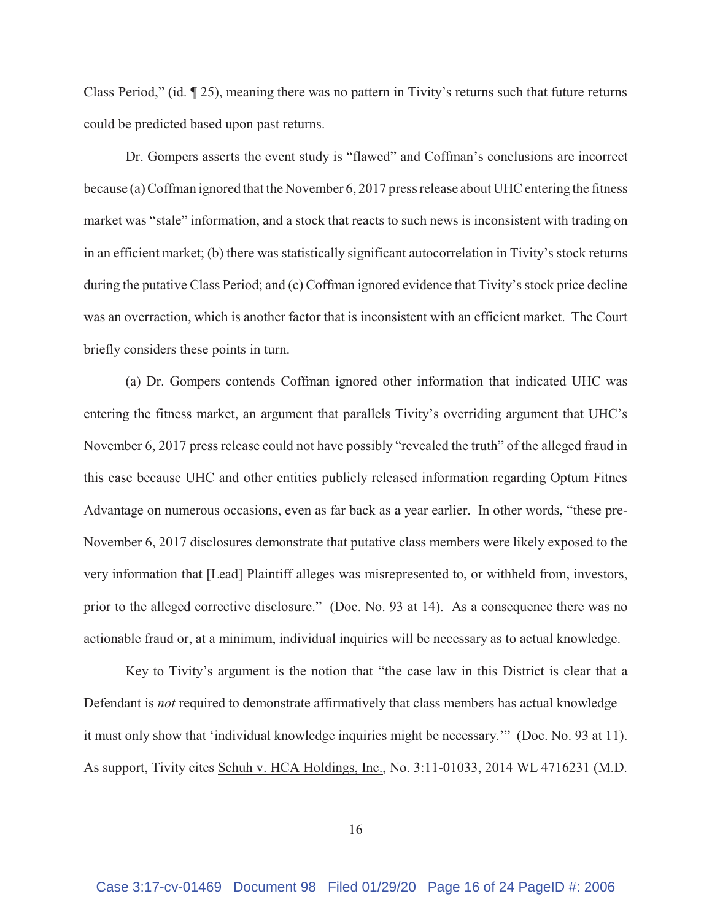Class Period," (id. ¶ 25), meaning there was no pattern in Tivity's returns such that future returns could be predicted based upon past returns.

Dr. Gompers asserts the event study is "flawed" and Coffman's conclusions are incorrect because (a) Coffman ignored that the November 6, 2017 press release about UHC entering the fitness market was "stale" information, and a stock that reacts to such news is inconsistent with trading on in an efficient market; (b) there was statistically significant autocorrelation in Tivity's stock returns during the putative Class Period; and (c) Coffman ignored evidence that Tivity's stock price decline was an overraction, which is another factor that is inconsistent with an efficient market. The Court briefly considers these points in turn.

(a) Dr. Gompers contends Coffman ignored other information that indicated UHC was entering the fitness market, an argument that parallels Tivity's overriding argument that UHC's November 6, 2017 press release could not have possibly "revealed the truth" of the alleged fraud in this case because UHC and other entities publicly released information regarding Optum Fitnes Advantage on numerous occasions, even as far back as a year earlier. In other words, "these pre-November 6, 2017 disclosures demonstrate that putative class members were likely exposed to the very information that [Lead] Plaintiff alleges was misrepresented to, or withheld from, investors, prior to the alleged corrective disclosure." (Doc. No. 93 at 14). As a consequence there was no actionable fraud or, at a minimum, individual inquiries will be necessary as to actual knowledge.

Key to Tivity's argument is the notion that "the case law in this District is clear that a Defendant is *not* required to demonstrate affirmatively that class members has actual knowledge – it must only show that 'individual knowledge inquiries might be necessary.'" (Doc. No. 93 at 11). As support, Tivity cites Schuh v. HCA Holdings, Inc., No. 3:11-01033, 2014 WL 4716231 (M.D.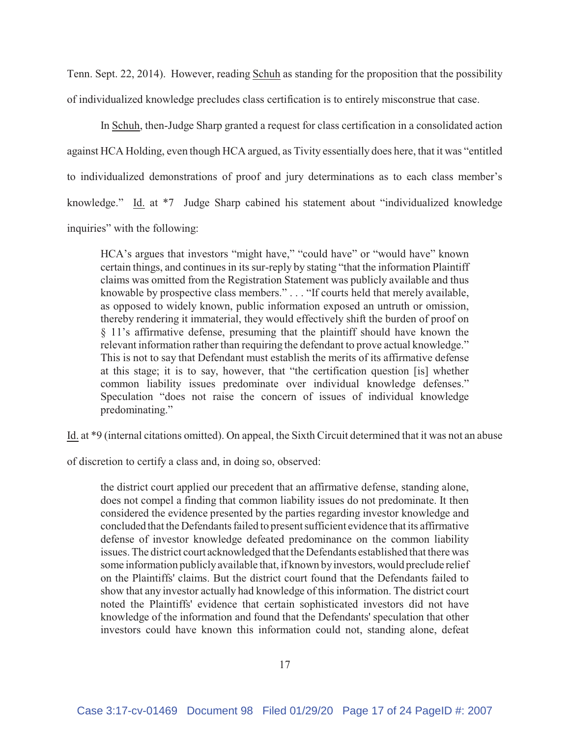Tenn. Sept. 22, 2014). However, reading Schuh as standing for the proposition that the possibility of individualized knowledge precludes class certification is to entirely misconstrue that case.

In Schuh, then-Judge Sharp granted a request for class certification in a consolidated action against HCA Holding, even though HCA argued, as Tivity essentially does here, that it was "entitled to individualized demonstrations of proof and jury determinations as to each class member's knowledge." Id. at *7 Judge Sharp cabined his statement about "individualized knowledge inquiries" with the following:

> HCA's argues that investors "might have," "could have" or "would have" known certain things, and continues in its sur-reply by stating "that the information Plaintiff claims was omitted from the Registration Statement was publicly available and thus knowable by prospective class members." . . . "If courts held that merely available, as opposed to widely known, public information exposed an untruth or omission, thereby rendering it immaterial, they would effectively shift the burden of proof on § 11's affirmative defense, presuming that the plaintiff should have known the relevant information rather than requiring the defendant to prove actual knowledge." This is not to say that Defendant must establish the merits of its affirmative defense at this stage; it is to say, however, that "the certification question [is] whether common liability issues predominate over individual knowledge defenses." Speculation "does not raise the concern of issues of individual knowledge predominating."

Id. at *9 (internal citations omitted). On appeal, the Sixth Circuit determined that it was not an abuse of discretion to certify a class and, in doing so, observed:

> the district court applied our precedent that an affirmative defense, standing alone, does not compel a finding that common liability issues do not predominate. It then considered the evidence presented by the parties regarding investor knowledge and concluded that the Defendants failed to present sufficient evidence that its affirmative defense of investor knowledge defeated predominance on the common liability issues. The district court acknowledged that the Defendants established that there was some information publicly available that, if known by investors, would preclude relief on the Plaintiffs' claims. But the district court found that the Defendants failed to show that any investor actually had knowledge of this information. The district court noted the Plaintiffs' evidence that certain sophisticated investors did not have knowledge of the information and found that the Defendants' speculation that other investors could have known this information could not, standing alone, defeat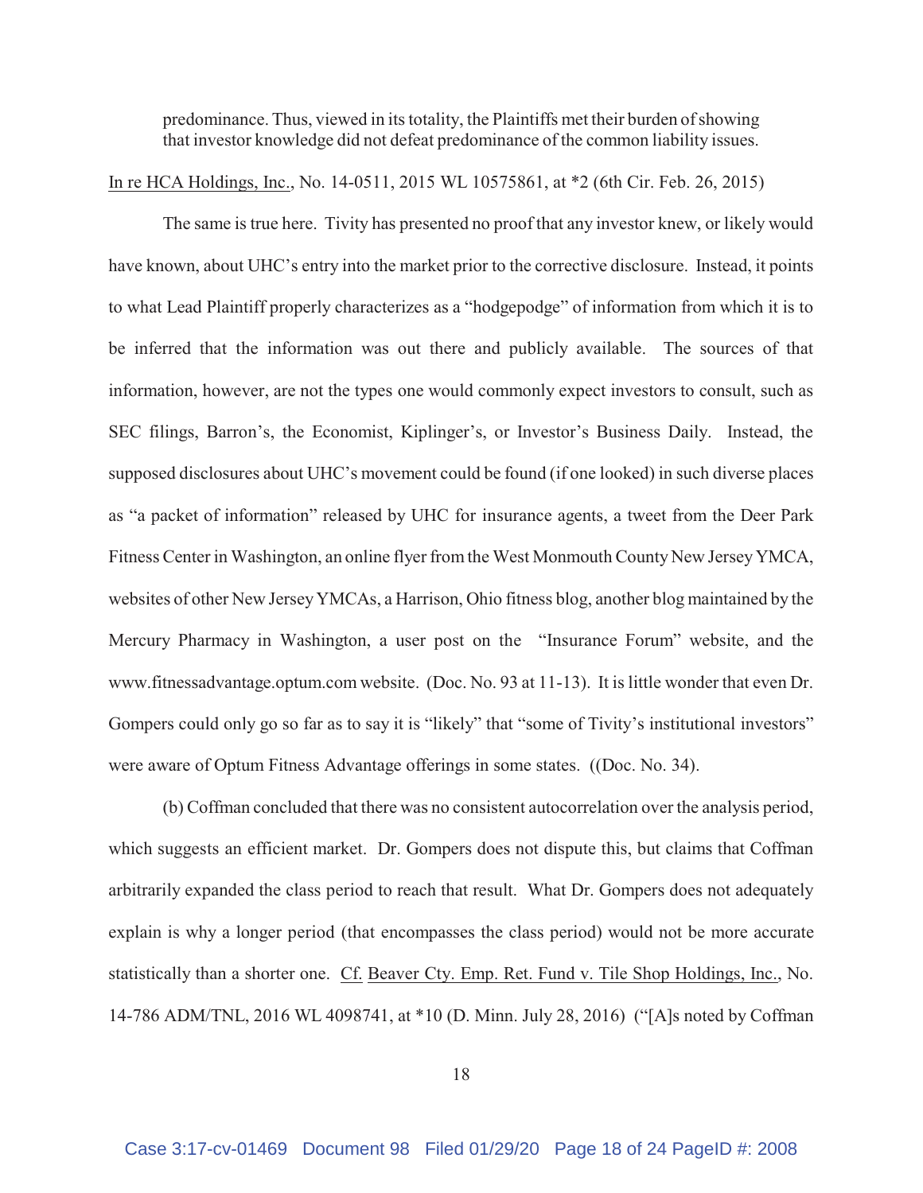> predominance. Thus, viewed in its totality, the Plaintiffs met their burden of showing that investor knowledge did not defeat predominance of the common liability issues.

In re HCA Holdings, Inc., No. 14-0511, 2015 WL 10575861, at *2 (6th Cir. Feb. 26, 2015)

The same is true here. Tivity has presented no proof that any investor knew, or likely would have known, about UHC's entry into the market prior to the corrective disclosure. Instead, it points to what Lead Plaintiff properly characterizes as a "hodgepodge" of information from which it is to be inferred that the information was out there and publicly available. The sources of that information, however, are not the types one would commonly expect investors to consult, such as SEC filings, Barron's, the Economist, Kiplinger's, or Investor's Business Daily. Instead, the supposed disclosures about UHC's movement could be found (if one looked) in such diverse places as "a packet of information" released by UHC for insurance agents, a tweet from the Deer Park Fitness Center in Washington, an online flyer from the West Monmouth County New Jersey YMCA, websites of other New Jersey YMCAs, a Harrison, Ohio fitness blog, another blog maintained by the Mercury Pharmacy in Washington, a user post on the "Insurance Forum" website, and the www.fitnessadvantage.optum.com website. (Doc. No. 93 at 11-13). It is little wonder that even Dr. Gompers could only go so far as to say it is "likely" that "some of Tivity's institutional investors" were aware of Optum Fitness Advantage offerings in some states. ((Doc. No. 34).

(b) Coffman concluded that there was no consistent autocorrelation over the analysis period, which suggests an efficient market. Dr. Gompers does not dispute this, but claims that Coffman arbitrarily expanded the class period to reach that result. What Dr. Gompers does not adequately explain is why a longer period (that encompasses the class period) would not be more accurate statistically than a shorter one. Cf. Beaver Cty. Emp. Ret. Fund v. Tile Shop Holdings, Inc., No. 14-786 ADM/TNL, 2016 WL 4098741, at *10 (D. Minn. July 28, 2016) ("[A]s noted by Coffman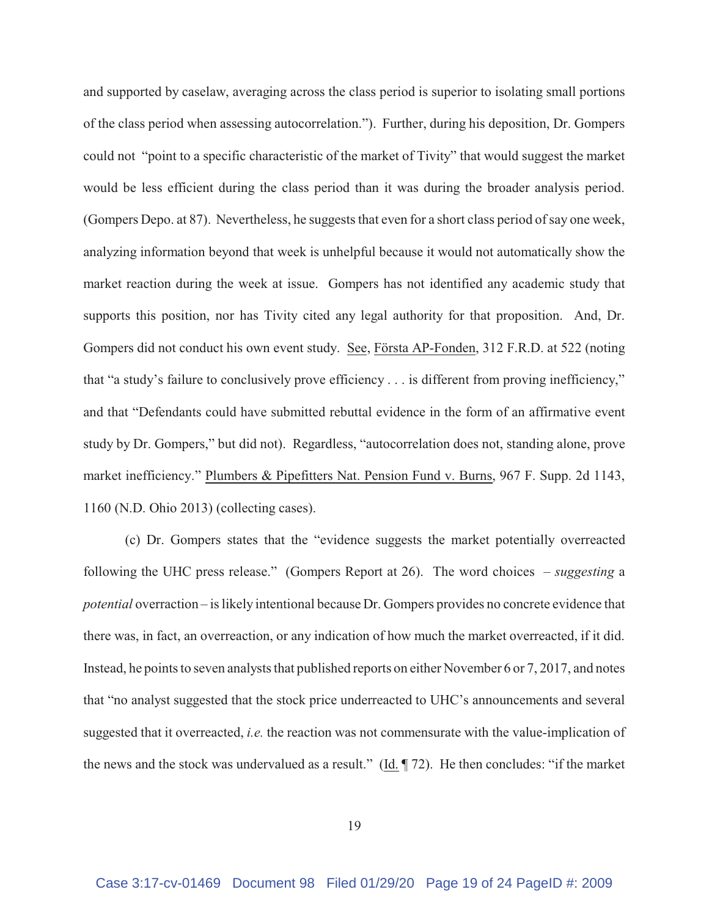and supported by caselaw, averaging across the class period is superior to isolating small portions of the class period when assessing autocorrelation."). Further, during his deposition, Dr. Gompers could not "point to a specific characteristic of the market of Tivity" that would suggest the market would be less efficient during the class period than it was during the broader analysis period. (Gompers Depo. at 87). Nevertheless, he suggests that even for a short class period of say one week, analyzing information beyond that week is unhelpful because it would not automatically show the market reaction during the week at issue. Gompers has not identified any academic study that supports this position, nor has Tivity cited any legal authority for that proposition. And, Dr. Gompers did not conduct his own event study. See, Första AP-Fonden, 312 F.R.D. at 522 (noting that "a study's failure to conclusively prove efficiency . . . is different from proving inefficiency," and that "Defendants could have submitted rebuttal evidence in the form of an affirmative event study by Dr. Gompers," but did not). Regardless, "autocorrelation does not, standing alone, prove market inefficiency." Plumbers & Pipefitters Nat. Pension Fund v. Burns, 967 F. Supp. 2d 1143, 1160 (N.D. Ohio 2013) (collecting cases).

(c) Dr. Gompers states that the "evidence suggests the market potentially overreacted following the UHC press release." (Gompers Report at 26). The word choices – *suggesting* a *potential* overraction – is likely intentional because Dr. Gompers provides no concrete evidence that there was, in fact, an overreaction, or any indication of how much the market overreacted, if it did. Instead, he points to seven analysts that published reports on either November 6 or 7, 2017, and notes that "no analyst suggested that the stock price underreacted to UHC's announcements and several suggested that it overreacted, *i.e.* the reaction was not commensurate with the value-implication of the news and the stock was undervalued as a result." (Id. ¶ 72). He then concludes: "if the market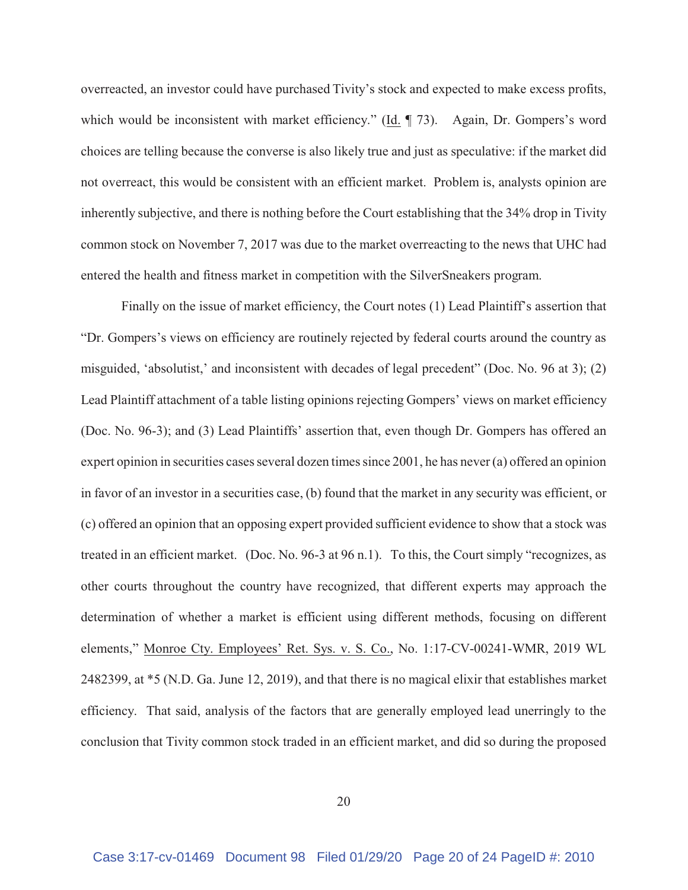overreacted, an investor could have purchased Tivity's stock and expected to make excess profits, which would be inconsistent with market efficiency." (Id. ¶ 73). Again, Dr. Gompers's word choices are telling because the converse is also likely true and just as speculative: if the market did not overreact, this would be consistent with an efficient market. Problem is, analysts opinion are inherently subjective, and there is nothing before the Court establishing that the 34% drop in Tivity common stock on November 7, 2017 was due to the market overreacting to the news that UHC had entered the health and fitness market in competition with the SilverSneakers program.

Finally on the issue of market efficiency, the Court notes (1) Lead Plaintiff's assertion that "Dr. Gompers's views on efficiency are routinely rejected by federal courts around the country as misguided, 'absolutist,' and inconsistent with decades of legal precedent" (Doc. No. 96 at 3); (2) Lead Plaintiff attachment of a table listing opinions rejecting Gompers' views on market efficiency (Doc. No. 96-3); and (3) Lead Plaintiffs' assertion that, even though Dr. Gompers has offered an expert opinion in securities cases several dozen times since 2001, he has never (a) offered an opinion in favor of an investor in a securities case, (b) found that the market in any security was efficient, or (c) offered an opinion that an opposing expert provided sufficient evidence to show that a stock was treated in an efficient market. (Doc. No. 96-3 at 96 n.1). To this, the Court simply "recognizes, as other courts throughout the country have recognized, that different experts may approach the determination of whether a market is efficient using different methods, focusing on different elements," Monroe Cty. Employees' Ret. Sys. v. S. Co., No. 1:17-CV-00241-WMR, 2019 WL 2482399, at *5 (N.D. Ga. June 12, 2019), and that there is no magical elixir that establishes market efficiency. That said, analysis of the factors that are generally employed lead unerringly to the conclusion that Tivity common stock traded in an efficient market, and did so during the proposed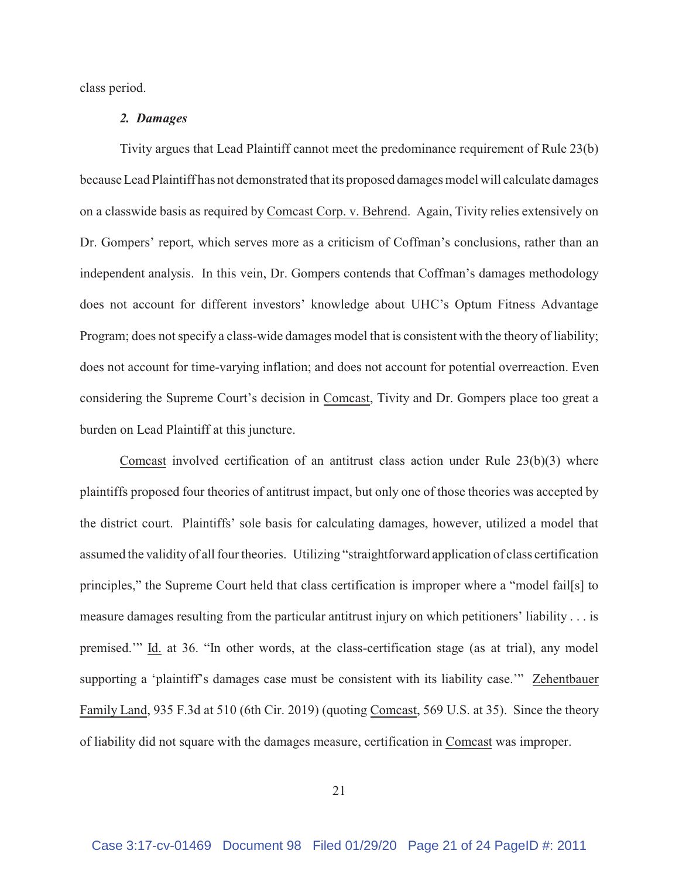class period.

### *2. Damages*

Tivity argues that Lead Plaintiff cannot meet the predominance requirement of Rule 23(b) because Lead Plaintiff has not demonstrated that its proposed damages model will calculate damages on a classwide basis as required by Comcast Corp. v. Behrend. Again, Tivity relies extensively on Dr. Gompers' report, which serves more as a criticism of Coffman's conclusions, rather than an independent analysis. In this vein, Dr. Gompers contends that Coffman's damages methodology does not account for different investors' knowledge about UHC's Optum Fitness Advantage Program; does not specify a class-wide damages model that is consistent with the theory of liability; does not account for time-varying inflation; and does not account for potential overreaction. Even considering the Supreme Court's decision in Comcast, Tivity and Dr. Gompers place too great a burden on Lead Plaintiff at this juncture.

Comcast involved certification of an antitrust class action under Rule 23(b)(3) where plaintiffs proposed four theories of antitrust impact, but only one of those theories was accepted by the district court. Plaintiffs' sole basis for calculating damages, however, utilized a model that assumed the validity of all four theories. Utilizing "straightforward application of class certification principles," the Supreme Court held that class certification is improper where a "model fail[s] to measure damages resulting from the particular antitrust injury on which petitioners' liability . . . is premised.'" Id. at 36. "In other words, at the class-certification stage (as at trial), any model supporting a 'plaintiff's damages case must be consistent with its liability case.'" Zehentbauer Family Land, 935 F.3d at 510 (6th Cir. 2019) (quoting Comcast, 569 U.S. at 35). Since the theory of liability did not square with the damages measure, certification in Comcast was improper.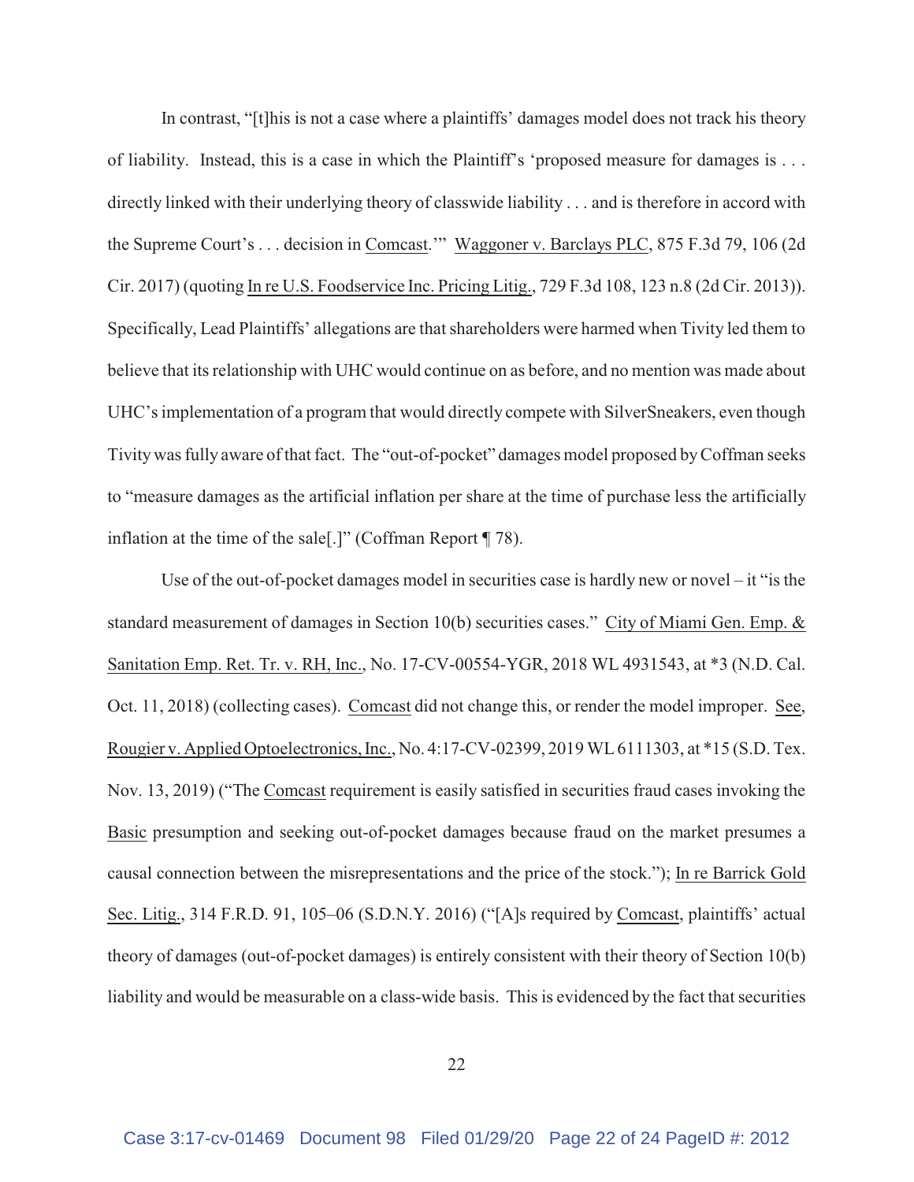In contrast, "[t]his is not a case where a plaintiffs' damages model does not track his theory of liability. Instead, this is a case in which the Plaintiff's 'proposed measure for damages is . . . directly linked with their underlying theory of classwide liability . . . and is therefore in accord with the Supreme Court's . . . decision in Comcast.'" Waggoner v. Barclays PLC, 875 F.3d 79, 106 (2d Cir. 2017) (quoting In re U.S. Foodservice Inc. Pricing Litig., 729 F.3d 108, 123 n.8 (2d Cir. 2013)). Specifically, Lead Plaintiffs' allegations are that shareholders were harmed when Tivity led them to believe that its relationship with UHC would continue on as before, and no mention was made about UHC's implementation of a program that would directly compete with SilverSneakers, even though Tivity was fully aware of that fact. The "out-of-pocket" damages model proposed by Coffman seeks to "measure damages as the artificial inflation per share at the time of purchase less the artificially inflation at the time of the sale[.]" (Coffman Report ¶ 78).

Use of the out-of-pocket damages model in securities case is hardly new or novel – it "is the standard measurement of damages in Section 10(b) securities cases." City of Miami Gen. Emp. & Sanitation Emp. Ret. Tr. v. RH, Inc., No. 17-CV-00554-YGR, 2018 WL 4931543, at *3 (N.D. Cal. Oct. 11, 2018) (collecting cases). Comcast did not change this, or render the model improper. See, Rougier v. Applied Optoelectronics, Inc., No. 4:17-CV-02399, 2019 WL 6111303, at *15 (S.D. Tex. Nov. 13, 2019) ("The Comcast requirement is easily satisfied in securities fraud cases invoking the Basic presumption and seeking out-of-pocket damages because fraud on the market presumes a causal connection between the misrepresentations and the price of the stock."); In re Barrick Gold Sec. Litig., 314 F.R.D. 91, 105–06 (S.D.N.Y. 2016) ("[A]s required by Comcast, plaintiffs' actual theory of damages (out-of-pocket damages) is entirely consistent with their theory of Section 10(b) liability and would be measurable on a class-wide basis. This is evidenced by the fact that securities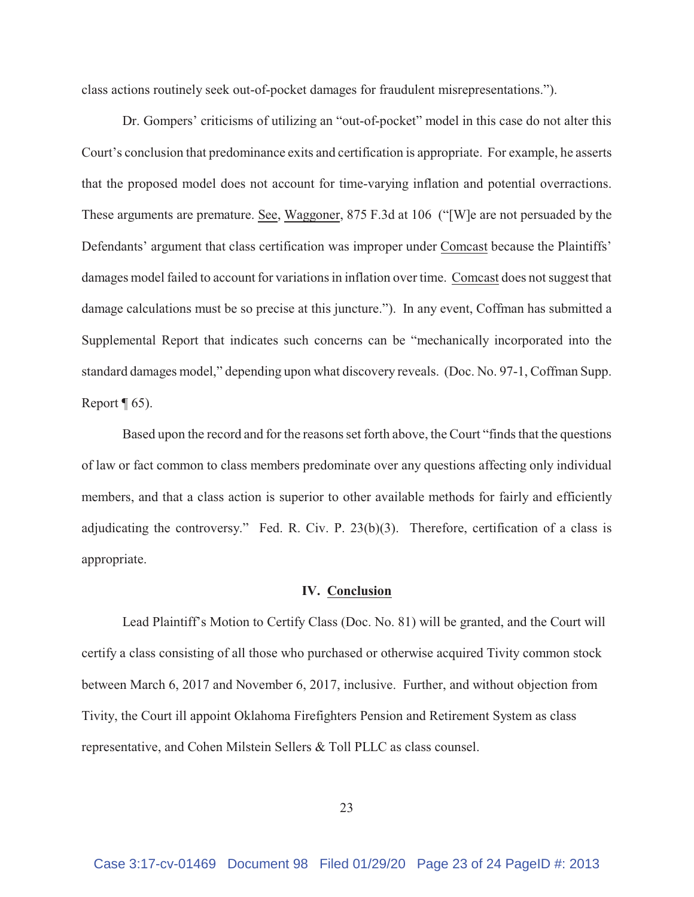class actions routinely seek out-of-pocket damages for fraudulent misrepresentations.").

Dr. Gompers' criticisms of utilizing an "out-of-pocket" model in this case do not alter this Court's conclusion that predominance exits and certification is appropriate. For example, he asserts that the proposed model does not account for time-varying inflation and potential overractions. These arguments are premature. See, Waggoner, 875 F.3d at 106 ("[W]e are not persuaded by the Defendants' argument that class certification was improper under Comcast because the Plaintiffs' damages model failed to account for variations in inflation over time. Comcast does not suggest that damage calculations must be so precise at this juncture."). In any event, Coffman has submitted a Supplemental Report that indicates such concerns can be "mechanically incorporated into the standard damages model," depending upon what discovery reveals. (Doc. No. 97-1, Coffman Supp. Report ¶ 65).

Based upon the record and for the reasons set forth above, the Court "finds that the questions of law or fact common to class members predominate over any questions affecting only individual members, and that a class action is superior to other available methods for fairly and efficiently adjudicating the controversy." Fed. R. Civ. P. 23(b)(3). Therefore, certification of a class is appropriate.

## IV. Conclusion

Lead Plaintiff's Motion to Certify Class (Doc. No. 81) will be granted, and the Court will certify a class consisting of all those who purchased or otherwise acquired Tivity common stock between March 6, 2017 and November 6, 2017, inclusive. Further, and without objection from Tivity, the Court ill appoint Oklahoma Firefighters Pension and Retirement System as class representative, and Cohen Milstein Sellers & Toll PLLC as class counsel.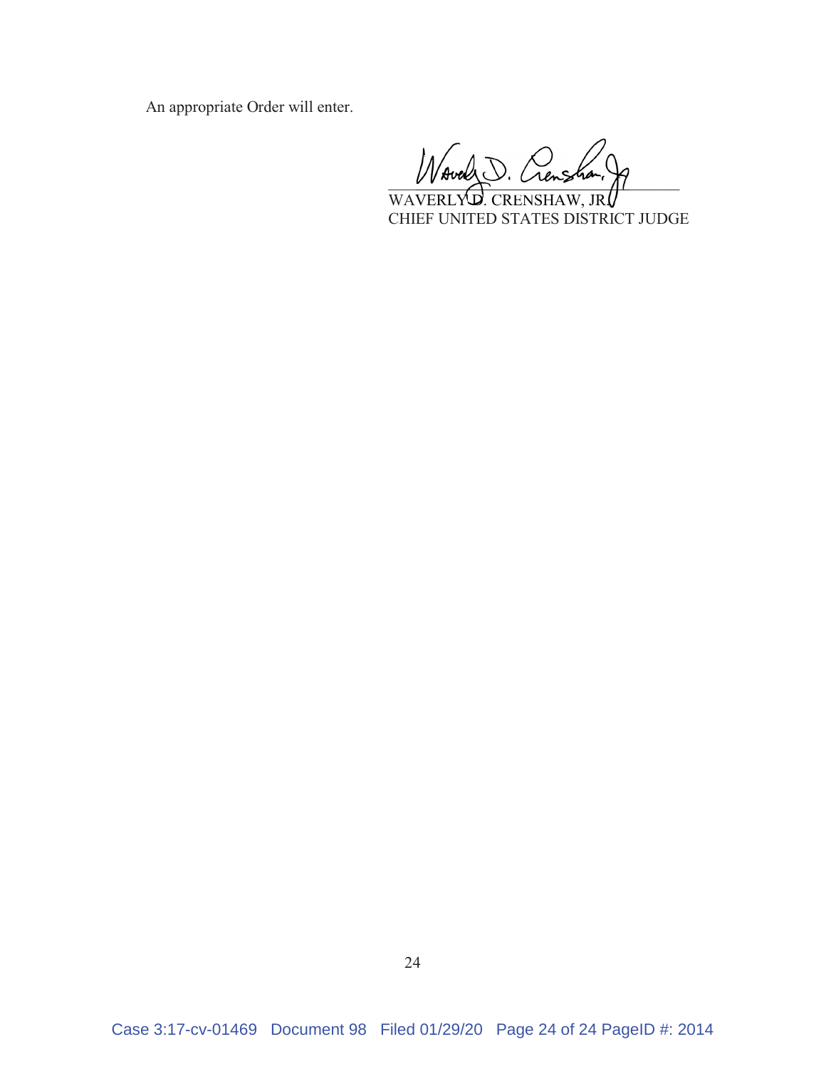An appropriate Order will enter.

WAVERLY D. CRENSHAW, JR.
CHIEF UNITED STATES DISTRICT JUDGE